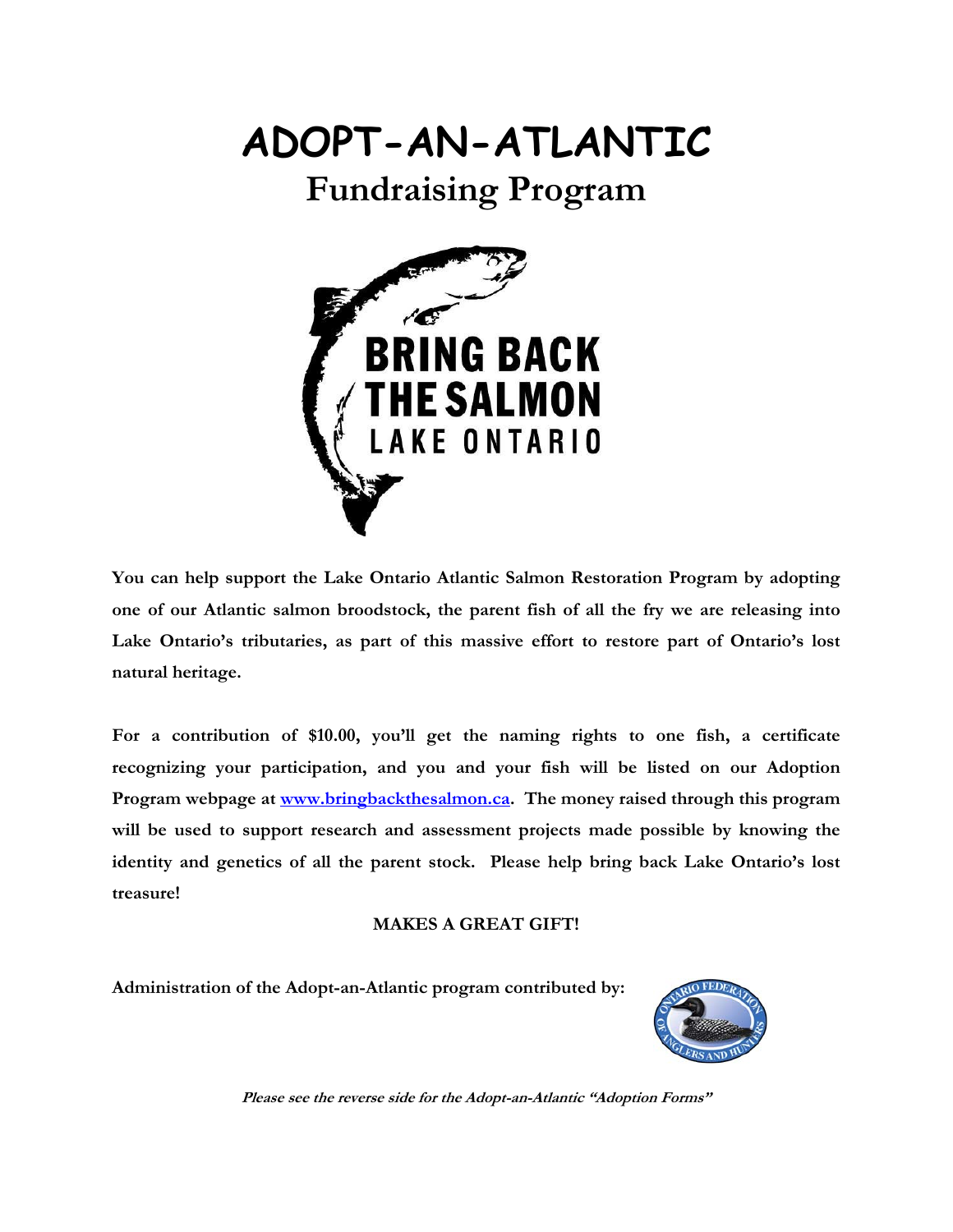# ADOPT-AN-ATLANTIC

## Fundraising Program

**BRING BACK THE SALMON**
**LAKE ONTARIO**

**You can help support the Lake Ontario Atlantic Salmon Restoration Program by adopting one of our Atlantic salmon broodstock, the parent fish of all the fry we are releasing into Lake Ontario's tributaries, as part of this massive effort to restore part of Ontario's lost natural heritage.**

**For a contribution of $10.00, you'll get the naming rights to one fish, a certificate recognizing your participation, and you and your fish will be listed on our Adoption Program webpage at [www.bringbackthesalmon.ca](http://www.bringbackthesalmon.ca). The money raised through this program will be used to support research and assessment projects made possible by knowing the identity and genetics of all the parent stock. Please help bring back Lake Ontario's lost treasure!**

**MAKES A GREAT GIFT!**

**Administration of the Adopt-an-Atlantic program contributed by:**

ONTARIO FEDERATION OF ANGLERS AND HUNTERS

***Please see the reverse side for the Adopt-an-Atlantic "Adoption Forms"***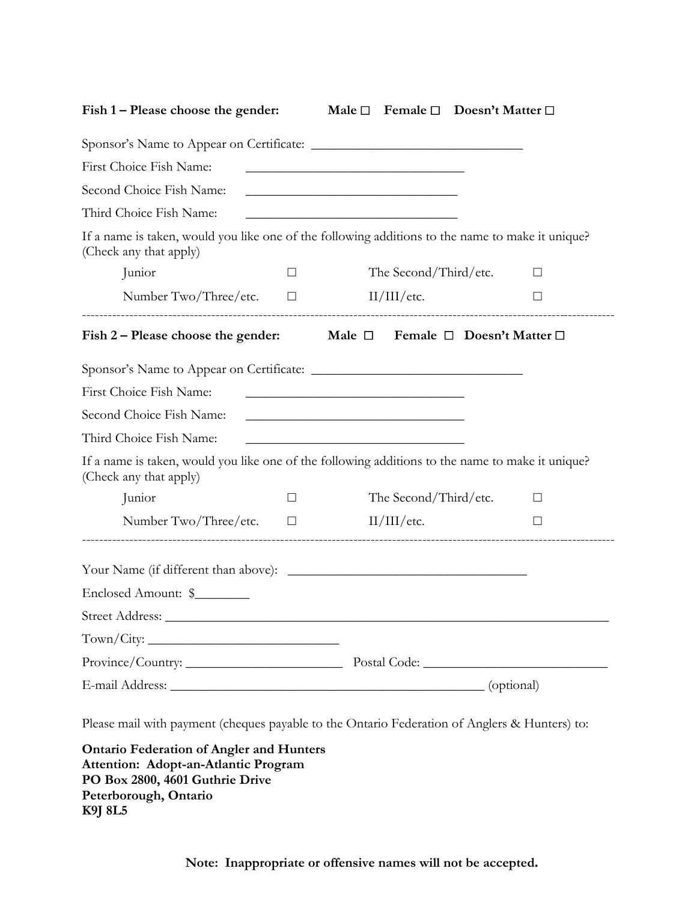**Fish 1 – Please choose the gender:** **Male ☐ Female ☐ Doesn't Matter ☐**

Sponsor's Name to Appear on Certificate: _______________________________

First Choice Fish Name: _______________________________

Second Choice Fish Name: _______________________________

Third Choice Fish Name: _______________________________

If a name is taken, would you like one of the following additions to the name to make it unique? (Check any that apply)

| | | | |
|---|---|---|---|
| Junior | ☐ | The Second/Third/etc. | ☐ |
| Number Two/Three/etc. | ☐ | II/III/etc. | ☐ |

---

**Fish 2 – Please choose the gender:** **Male ☐ Female ☐ Doesn't Matter ☐**

Sponsor's Name to Appear on Certificate: _______________________________

First Choice Fish Name: _______________________________

Second Choice Fish Name: _______________________________

Third Choice Fish Name: _______________________________

If a name is taken, would you like one of the following additions to the name to make it unique? (Check any that apply)

| | | | |
|---|---|---|---|
| Junior | ☐ | The Second/Third/etc. | ☐ |
| Number Two/Three/etc. | ☐ | II/III/etc. | ☐ |

---

Your Name (if different than above): ___________________________________

Enclosed Amount: $________

Street Address: _____________________________________________________________

Town/City: ____________________________

Province/Country: _______________________ Postal Code: ___________________________

E-mail Address: _______________________________________________ (optional)

Please mail with payment (cheques payable to the Ontario Federation of Anglers & Hunters) to:

**Ontario Federation of Angler and Hunters**
**Attention: Adopt-an-Atlantic Program**
**PO Box 2800, 4601 Guthrie Drive**
**Peterborough, Ontario**
**K9J 8L5**

**Note: Inappropriate or offensive names will not be accepted.**